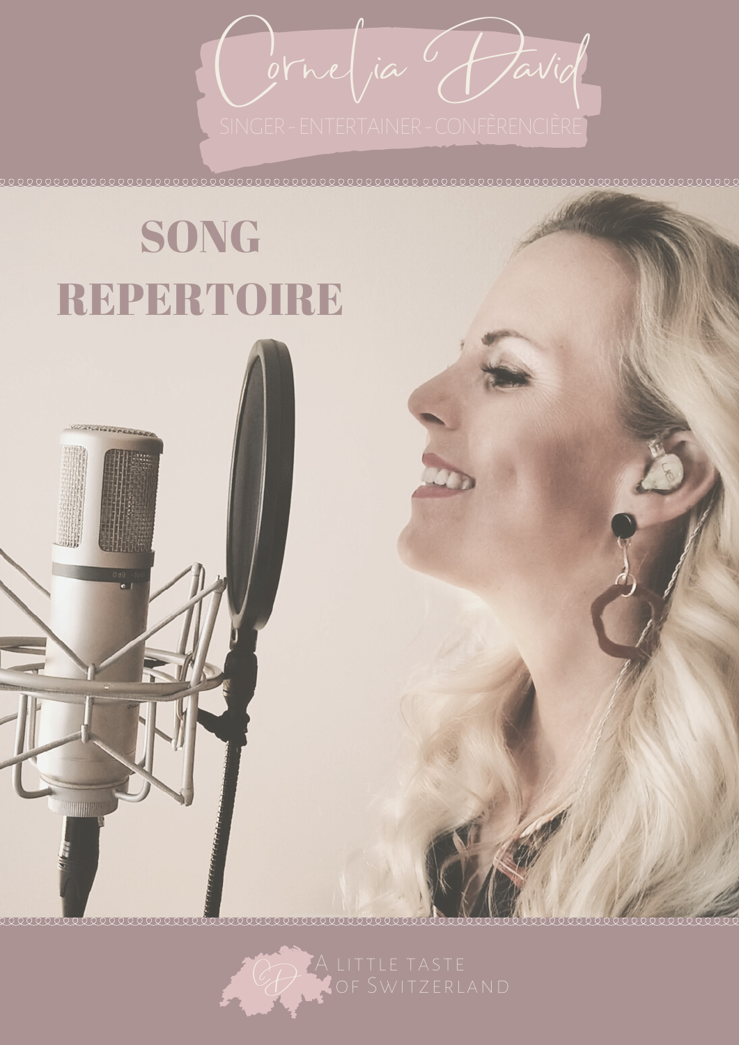# Cornelia David

SINGER - ENTERTAINER - CONFÈRENCIÈRE

## SONG REPERTOIRE

A LITTLE TASTE OF SWITZERLAND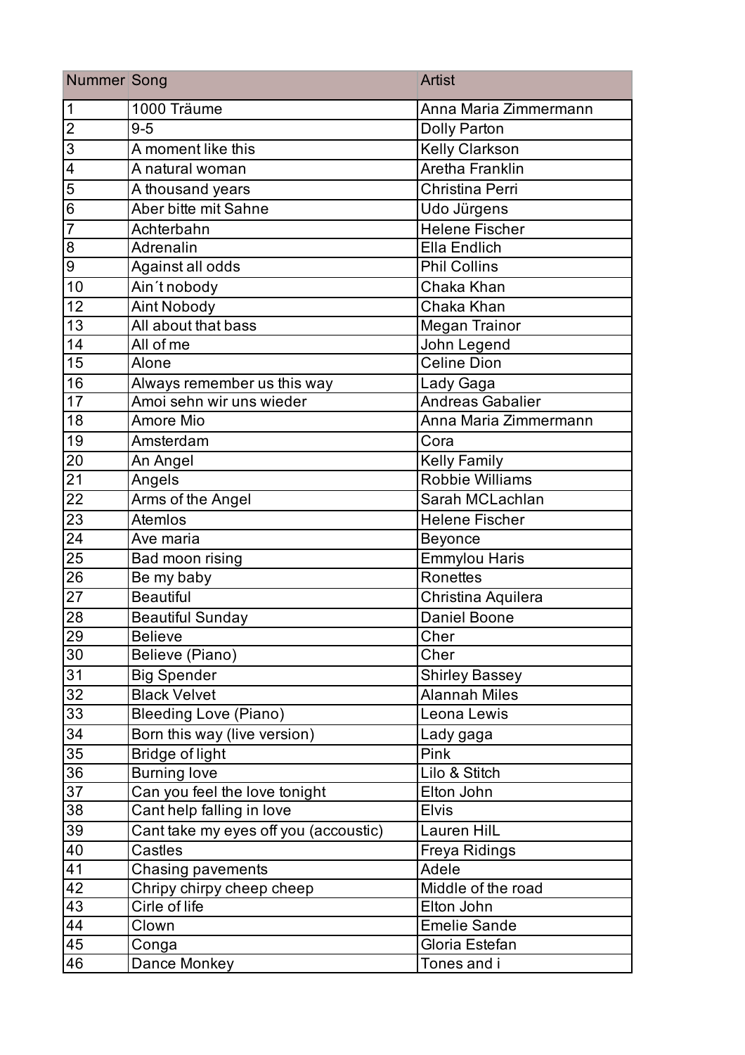| Nummer | Song | Artist |
|---|---|---|
| 1 | 1000 Träume | Anna Maria Zimmermann |
| 2 | 9-5 | Dolly Parton |
| 3 | A moment like this | Kelly Clarkson |
| 4 | A natural woman | Aretha Franklin |
| 5 | A thousand years | Christina Perri |
| 6 | Aber bitte mit Sahne | Udo Jürgens |
| 7 | Achterbahn | Helene Fischer |
| 8 | Adrenalin | Ella Endlich |
| 9 | Against all odds | Phil Collins |
| 10 | Ain´t nobody | Chaka Khan |
| 12 | Aint Nobody | Chaka Khan |
| 13 | All about that bass | Megan Trainor |
| 14 | All of me | John Legend |
| 15 | Alone | Celine Dion |
| 16 | Always remember us this way | Lady Gaga |
| 17 | Amoi sehn wir uns wieder | Andreas Gabalier |
| 18 | Amore Mio | Anna Maria Zimmermann |
| 19 | Amsterdam | Cora |
| 20 | An Angel | Kelly Family |
| 21 | Angels | Robbie Williams |
| 22 | Arms of the Angel | Sarah MCLachlan |
| 23 | Atemlos | Helene Fischer |
| 24 | Ave maria | Beyonce |
| 25 | Bad moon rising | Emmylou Haris |
| 26 | Be my baby | Ronettes |
| 27 | Beautiful | Christina Aquilera |
| 28 | Beautiful Sunday | Daniel Boone |
| 29 | Believe | Cher |
| 30 | Believe (Piano) | Cher |
| 31 | Big Spender | Shirley Bassey |
| 32 | Black Velvet | Alannah Miles |
| 33 | Bleeding Love (Piano) | Leona Lewis |
| 34 | Born this way (live version) | Lady gaga |
| 35 | Bridge of light | Pink |
| 36 | Burning love | Lilo & Stitch |
| 37 | Can you feel the love tonight | Elton John |
| 38 | Cant help falling in love | Elvis |
| 39 | Cant take my eyes off you (accoustic) | Lauren HilL |
| 40 | Castles | Freya Ridings |
| 41 | Chasing pavements | Adele |
| 42 | Chripy chirpy cheep cheep | Middle of the road |
| 43 | Cirle of life | Elton John |
| 44 | Clown | Emelie Sande |
| 45 | Conga | Gloria Estefan |
| 46 | Dance Monkey | Tones and i |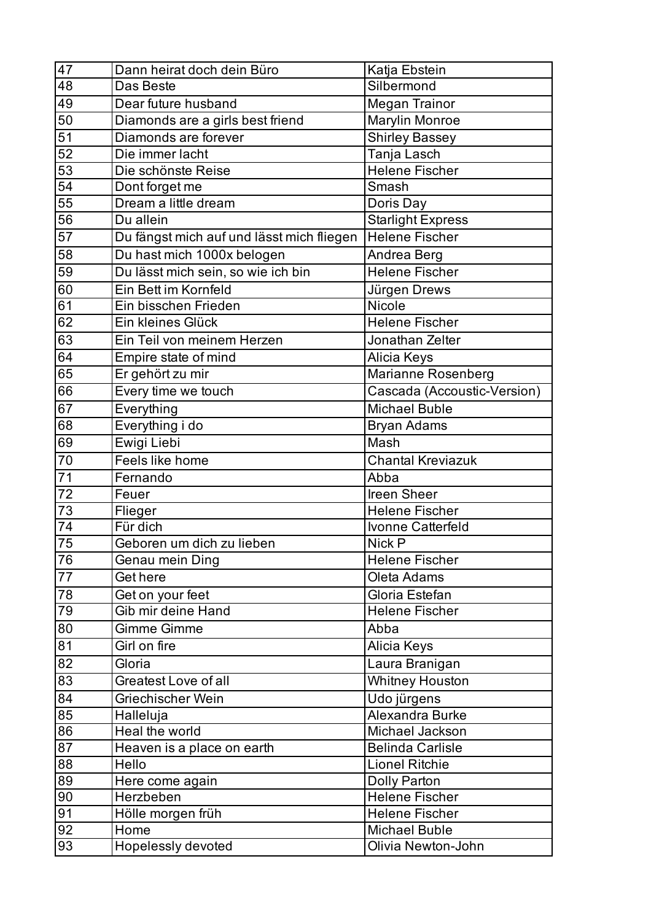| | | |
|---|---|---|
| 47 | Dann heirat doch dein Büro | Katja Ebstein |
| 48 | Das Beste | Silbermond |
| 49 | Dear future husband | Megan Trainor |
| 50 | Diamonds are a girls best friend | Marylin Monroe |
| 51 | Diamonds are forever | Shirley Bassey |
| 52 | Die immer lacht | Tanja Lasch |
| 53 | Die schönste Reise | Helene Fischer |
| 54 | Dont forget me | Smash |
| 55 | Dream a little dream | Doris Day |
| 56 | Du allein | Starlight Express |
| 57 | Du fängst mich auf und lässt mich fliegen | Helene Fischer |
| 58 | Du hast mich 1000x belogen | Andrea Berg |
| 59 | Du lässt mich sein, so wie ich bin | Helene Fischer |
| 60 | Ein Bett im Kornfeld | Jürgen Drews |
| 61 | Ein bisschen Frieden | Nicole |
| 62 | Ein kleines Glück | Helene Fischer |
| 63 | Ein Teil von meinem Herzen | Jonathan Zelter |
| 64 | Empire state of mind | Alicia Keys |
| 65 | Er gehört zu mir | Marianne Rosenberg |
| 66 | Every time we touch | Cascada (Accoustic-Version) |
| 67 | Everything | Michael Buble |
| 68 | Everything i do | Bryan Adams |
| 69 | Ewigi Liebi | Mash |
| 70 | Feels like home | Chantal Kreviazuk |
| 71 | Fernando | Abba |
| 72 | Feuer | Ireen Sheer |
| 73 | Flieger | Helene Fischer |
| 74 | Für dich | Ivonne Catterfeld |
| 75 | Geboren um dich zu lieben | Nick P |
| 76 | Genau mein Ding | Helene Fischer |
| 77 | Get here | Oleta Adams |
| 78 | Get on your feet | Gloria Estefan |
| 79 | Gib mir deine Hand | Helene Fischer |
| 80 | Gimme Gimme | Abba |
| 81 | Girl on fire | Alicia Keys |
| 82 | Gloria | Laura Branigan |
| 83 | Greatest Love of all | Whitney Houston |
| 84 | Griechischer Wein | Udo jürgens |
| 85 | Halleluja | Alexandra Burke |
| 86 | Heal the world | Michael Jackson |
| 87 | Heaven is a place on earth | Belinda Carlisle |
| 88 | Hello | Lionel Ritchie |
| 89 | Here come again | Dolly Parton |
| 90 | Herzbeben | Helene Fischer |
| 91 | Hölle morgen früh | Helene Fischer |
| 92 | Home | Michael Buble |
| 93 | Hopelessly devoted | Olivia Newton-John |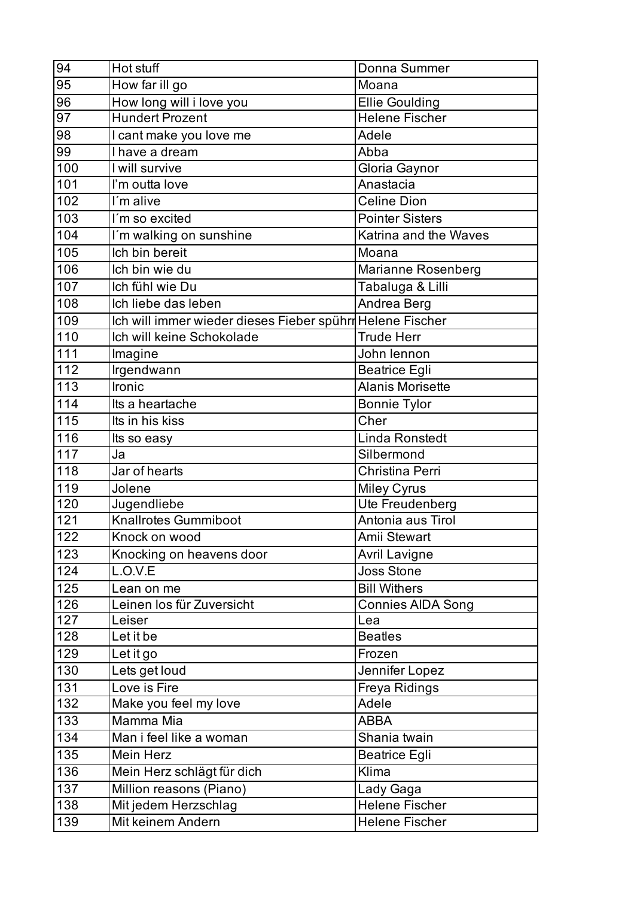| | | |
|---|---|---|
| 94 | Hot stuff | Donna Summer |
| 95 | How far ill go | Moana |
| 96 | How long will i love you | Ellie Goulding |
| 97 | Hundert Prozent | Helene Fischer |
| 98 | I cant make you love me | Adele |
| 99 | I have a dream | Abba |
| 100 | I will survive | Gloria Gaynor |
| 101 | I'm outta love | Anastacia |
| 102 | I´m alive | Celine Dion |
| 103 | I´m so excited | Pointer Sisters |
| 104 | I´m walking on sunshine | Katrina and the Waves |
| 105 | Ich bin bereit | Moana |
| 106 | Ich bin wie du | Marianne Rosenberg |
| 107 | Ich fühl wie Du | Tabaluga & Lilli |
| 108 | Ich liebe das leben | Andrea Berg |
| 109 | Ich will immer wieder dieses Fieber spühr | Helene Fischer |
| 110 | Ich will keine Schokolade | Trude Herr |
| 111 | Imagine | John lennon |
| 112 | Irgendwann | Beatrice Egli |
| 113 | Ironic | Alanis Morisette |
| 114 | Its a heartache | Bonnie Tylor |
| 115 | Its in his kiss | Cher |
| 116 | Its so easy | Linda Ronstedt |
| 117 | Ja | Silbermond |
| 118 | Jar of hearts | Christina Perri |
| 119 | Jolene | Miley Cyrus |
| 120 | Jugendliebe | Ute Freudenberg |
| 121 | Knallrotes Gummiboot | Antonia aus Tirol |
| 122 | Knock on wood | Amii Stewart |
| 123 | Knocking on heavens door | Avril Lavigne |
| 124 | L.O.V.E | Joss Stone |
| 125 | Lean on me | Bill Withers |
| 126 | Leinen los für Zuversicht | Connies AIDA Song |
| 127 | Leiser | Lea |
| 128 | Let it be | Beatles |
| 129 | Let it go | Frozen |
| 130 | Lets get loud | Jennifer Lopez |
| 131 | Love is Fire | Freya Ridings |
| 132 | Make you feel my love | Adele |
| 133 | Mamma Mia | ABBA |
| 134 | Man i feel like a woman | Shania twain |
| 135 | Mein Herz | Beatrice Egli |
| 136 | Mein Herz schlägt für dich | Klima |
| 137 | Million reasons (Piano) | Lady Gaga |
| 138 | Mit jedem Herzschlag | Helene Fischer |
| 139 | Mit keinem Andern | Helene Fischer |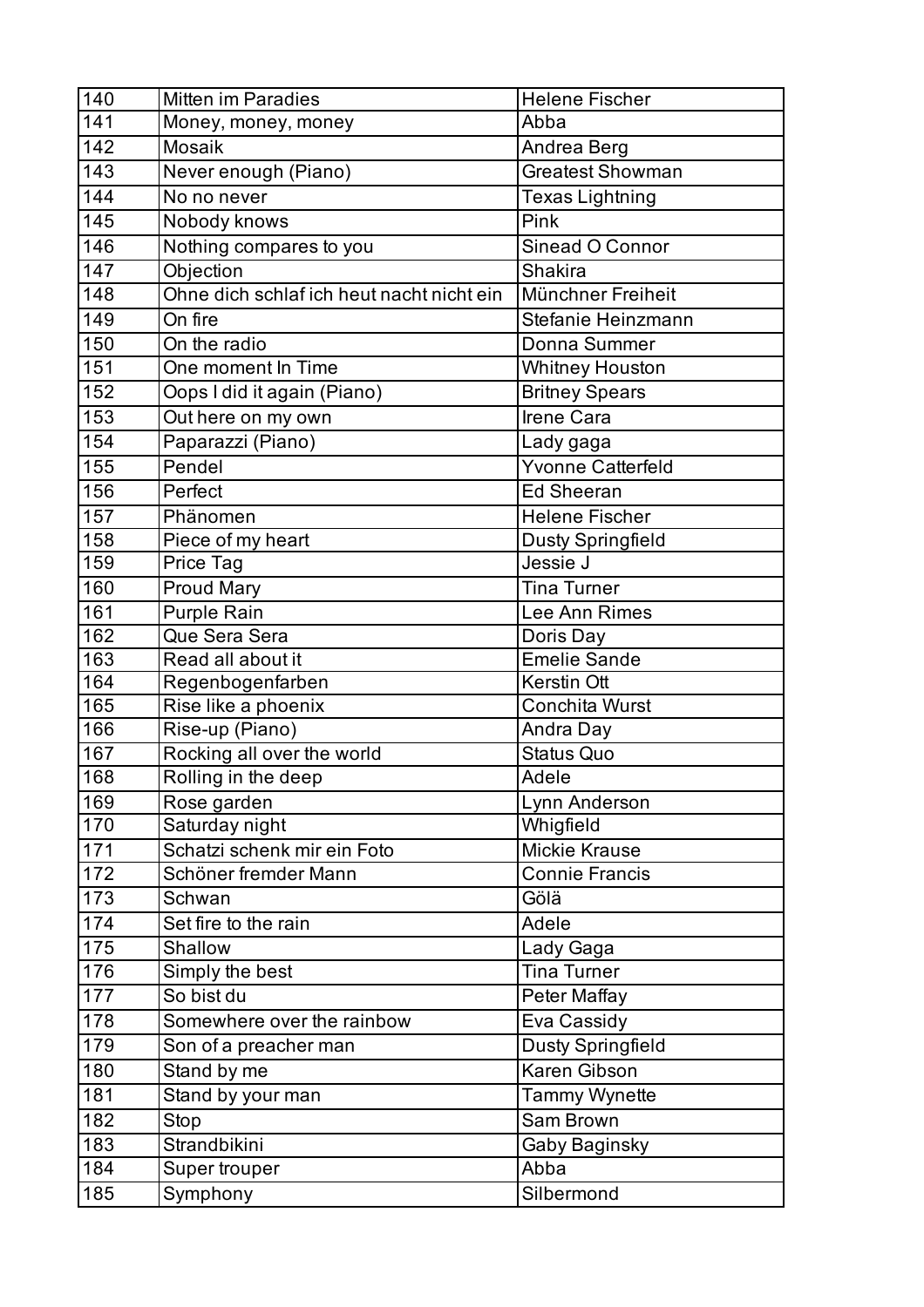| | | |
|---|---|---|
| 140 | Mitten im Paradies | Helene Fischer |
| 141 | Money, money, money | Abba |
| 142 | Mosaik | Andrea Berg |
| 143 | Never enough (Piano) | Greatest Showman |
| 144 | No no never | Texas Lightning |
| 145 | Nobody knows | Pink |
| 146 | Nothing compares to you | Sinead O Connor |
| 147 | Objection | Shakira |
| 148 | Ohne dich schlaf ich heut nacht nicht ein | Münchner Freiheit |
| 149 | On fire | Stefanie Heinzmann |
| 150 | On the radio | Donna Summer |
| 151 | One moment In Time | Whitney Houston |
| 152 | Oops I did it again (Piano) | Britney Spears |
| 153 | Out here on my own | Irene Cara |
| 154 | Paparazzi (Piano) | Lady gaga |
| 155 | Pendel | Yvonne Catterfeld |
| 156 | Perfect | Ed Sheeran |
| 157 | Phänomen | Helene Fischer |
| 158 | Piece of my heart | Dusty Springfield |
| 159 | Price Tag | Jessie J |
| 160 | Proud Mary | Tina Turner |
| 161 | Purple Rain | Lee Ann Rimes |
| 162 | Que Sera Sera | Doris Day |
| 163 | Read all about it | Emelie Sande |
| 164 | Regenbogenfarben | Kerstin Ott |
| 165 | Rise like a phoenix | Conchita Wurst |
| 166 | Rise-up (Piano) | Andra Day |
| 167 | Rocking all over the world | Status Quo |
| 168 | Rolling in the deep | Adele |
| 169 | Rose garden | Lynn Anderson |
| 170 | Saturday night | Whigfield |
| 171 | Schatzi schenk mir ein Foto | Mickie Krause |
| 172 | Schöner fremder Mann | Connie Francis |
| 173 | Schwan | Gölä |
| 174 | Set fire to the rain | Adele |
| 175 | Shallow | Lady Gaga |
| 176 | Simply the best | Tina Turner |
| 177 | So bist du | Peter Maffay |
| 178 | Somewhere over the rainbow | Eva Cassidy |
| 179 | Son of a preacher man | Dusty Springfield |
| 180 | Stand by me | Karen Gibson |
| 181 | Stand by your man | Tammy Wynette |
| 182 | Stop | Sam Brown |
| 183 | Strandbikini | Gaby Baginsky |
| 184 | Super trouper | Abba |
| 185 | Symphony | Silbermond |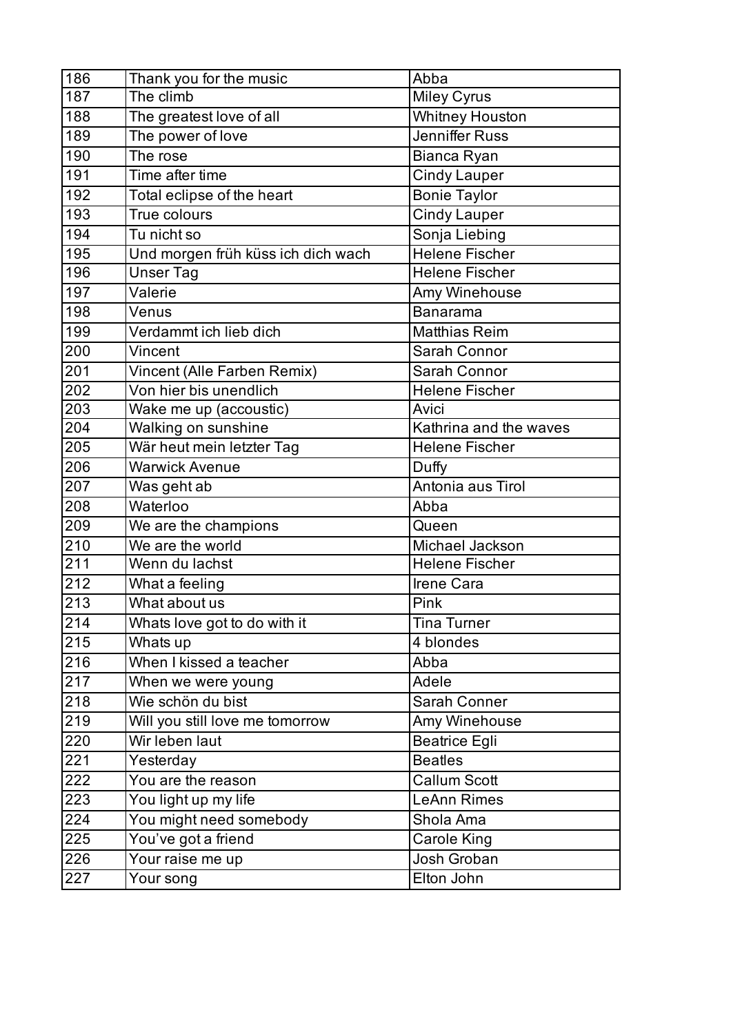| | | |
|---|---|---|
| 186 | Thank you for the music | Abba |
| 187 | The climb | Miley Cyrus |
| 188 | The greatest love of all | Whitney Houston |
| 189 | The power of love | Jenniffer Russ |
| 190 | The rose | Bianca Ryan |
| 191 | Time after time | Cindy Lauper |
| 192 | Total eclipse of the heart | Bonie Taylor |
| 193 | True colours | Cindy Lauper |
| 194 | Tu nicht so | Sonja Liebing |
| 195 | Und morgen früh küss ich dich wach | Helene Fischer |
| 196 | Unser Tag | Helene Fischer |
| 197 | Valerie | Amy Winehouse |
| 198 | Venus | Banarama |
| 199 | Verdammt ich lieb dich | Matthias Reim |
| 200 | Vincent | Sarah Connor |
| 201 | Vincent (Alle Farben Remix) | Sarah Connor |
| 202 | Von hier bis unendlich | Helene Fischer |
| 203 | Wake me up (accoustic) | Avici |
| 204 | Walking on sunshine | Kathrina and the waves |
| 205 | Wär heut mein letzter Tag | Helene Fischer |
| 206 | Warwick Avenue | Duffy |
| 207 | Was geht ab | Antonia aus Tirol |
| 208 | Waterloo | Abba |
| 209 | We are the champions | Queen |
| 210 | We are the world | Michael Jackson |
| 211 | Wenn du lachst | Helene Fischer |
| 212 | What a feeling | Irene Cara |
| 213 | What about us | Pink |
| 214 | Whats love got to do with it | Tina Turner |
| 215 | Whats up | 4 blondes |
| 216 | When I kissed a teacher | Abba |
| 217 | When we were young | Adele |
| 218 | Wie schön du bist | Sarah Conner |
| 219 | Will you still love me tomorrow | Amy Winehouse |
| 220 | Wir leben laut | Beatrice Egli |
| 221 | Yesterday | Beatles |
| 222 | You are the reason | Callum Scott |
| 223 | You light up my life | LeAnn Rimes |
| 224 | You might need somebody | Shola Ama |
| 225 | You've got a friend | Carole King |
| 226 | Your raise me up | Josh Groban |
| 227 | Your song | Elton John |